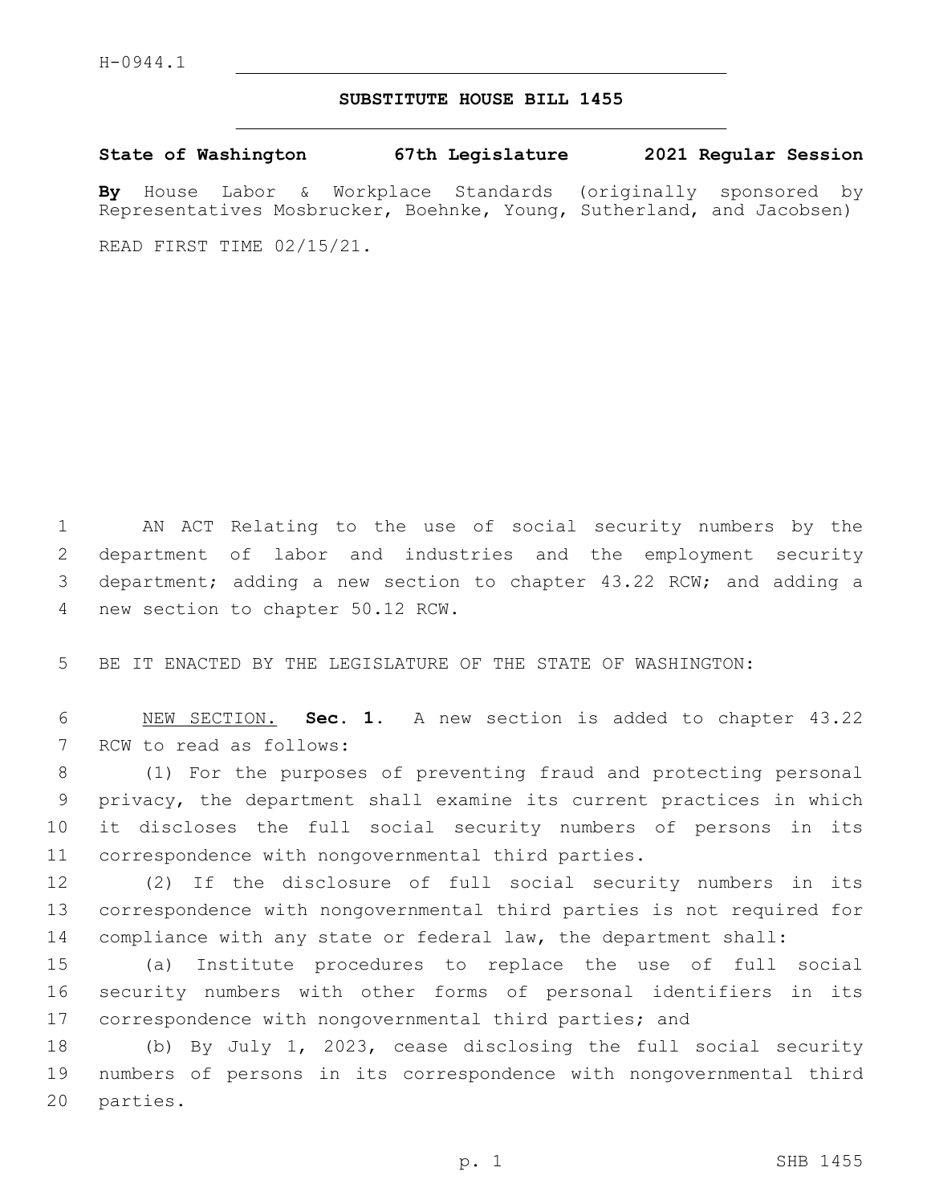H-0944.1

# SUBSTITUTE HOUSE BILL 1455

**State of Washington 67th Legislature 2021 Regular Session**

**By** House Labor & Workplace Standards (originally sponsored by Representatives Mosbrucker, Boehnke, Young, Sutherland, and Jacobsen)

READ FIRST TIME 02/15/21.

AN ACT Relating to the use of social security numbers by the department of labor and industries and the employment security department; adding a new section to chapter 43.22 RCW; and adding a new section to chapter 50.12 RCW.

BE IT ENACTED BY THE LEGISLATURE OF THE STATE OF WASHINGTON:

NEW SECTION. **Sec. 1.** A new section is added to chapter 43.22 RCW to read as follows:

(1) For the purposes of preventing fraud and protecting personal privacy, the department shall examine its current practices in which it discloses the full social security numbers of persons in its correspondence with nongovernmental third parties.

(2) If the disclosure of full social security numbers in its correspondence with nongovernmental third parties is not required for compliance with any state or federal law, the department shall:

(a) Institute procedures to replace the use of full social security numbers with other forms of personal identifiers in its correspondence with nongovernmental third parties; and

(b) By July 1, 2023, cease disclosing the full social security numbers of persons in its correspondence with nongovernmental third parties.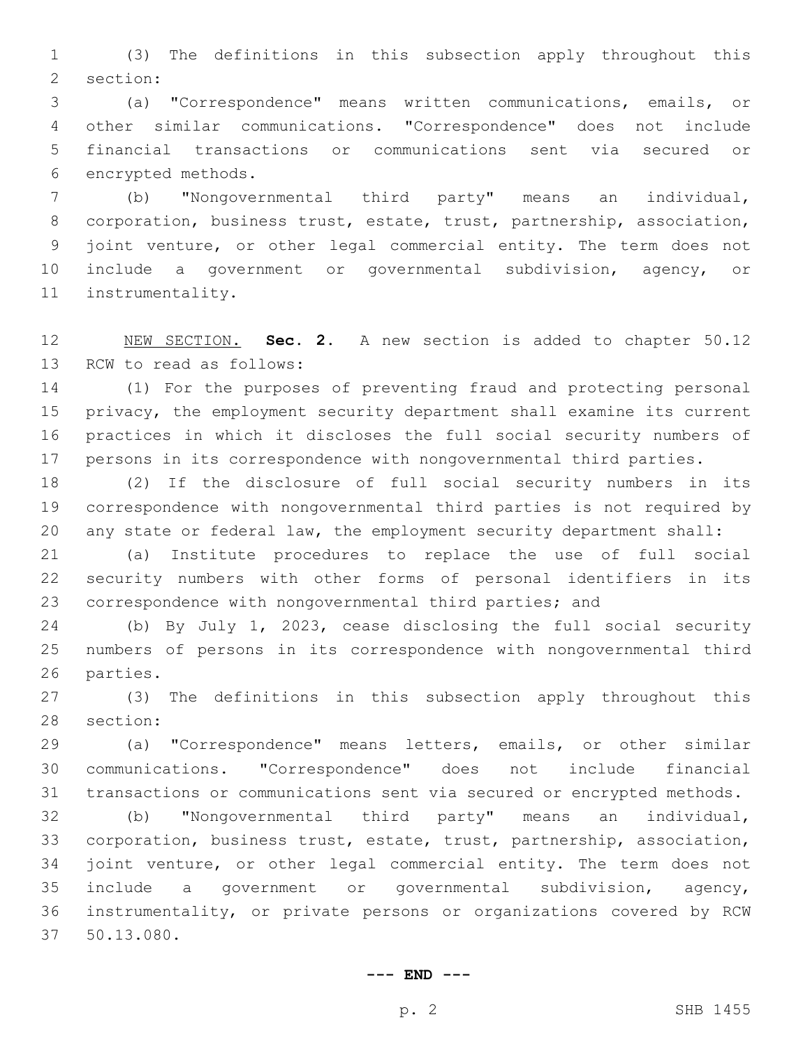(3) The definitions in this subsection apply throughout this section:

(a) "Correspondence" means written communications, emails, or other similar communications. "Correspondence" does not include financial transactions or communications sent via secured or encrypted methods.

(b) "Nongovernmental third party" means an individual, corporation, business trust, estate, trust, partnership, association, joint venture, or other legal commercial entity. The term does not include a government or governmental subdivision, agency, or instrumentality.

NEW SECTION. **Sec. 2.** A new section is added to chapter 50.12 RCW to read as follows:

(1) For the purposes of preventing fraud and protecting personal privacy, the employment security department shall examine its current practices in which it discloses the full social security numbers of persons in its correspondence with nongovernmental third parties.

(2) If the disclosure of full social security numbers in its correspondence with nongovernmental third parties is not required by any state or federal law, the employment security department shall:

(a) Institute procedures to replace the use of full social security numbers with other forms of personal identifiers in its correspondence with nongovernmental third parties; and

(b) By July 1, 2023, cease disclosing the full social security numbers of persons in its correspondence with nongovernmental third parties.

(3) The definitions in this subsection apply throughout this section:

(a) "Correspondence" means letters, emails, or other similar communications. "Correspondence" does not include financial transactions or communications sent via secured or encrypted methods.

(b) "Nongovernmental third party" means an individual, corporation, business trust, estate, trust, partnership, association, joint venture, or other legal commercial entity. The term does not include a government or governmental subdivision, agency, instrumentality, or private persons or organizations covered by RCW 50.13.080.

**--- END ---**